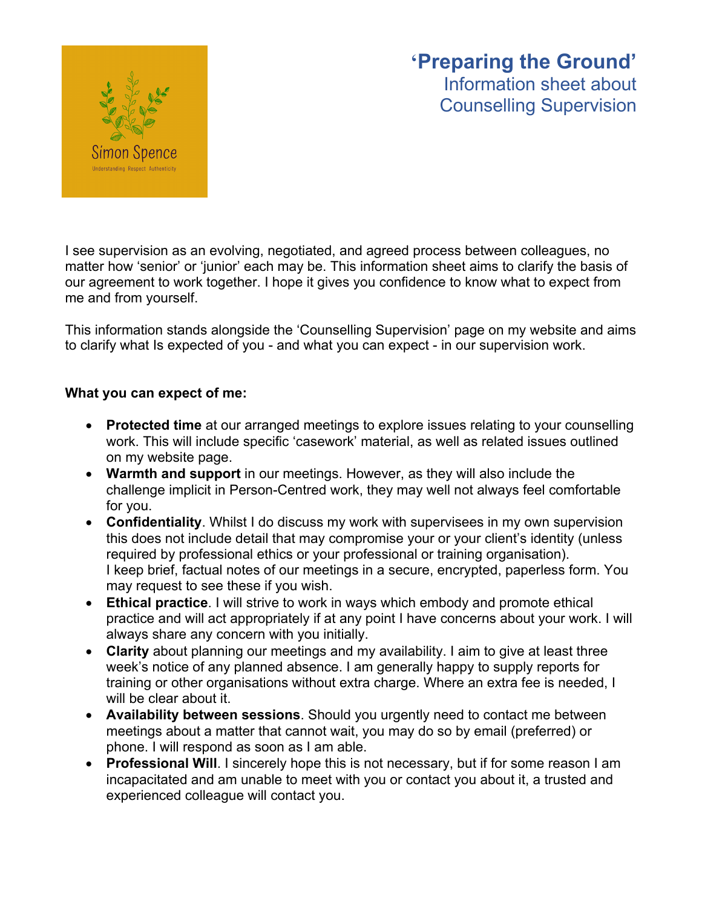Simon Spence

Understanding Respect Authenticity

# ‘Preparing the Ground’

## Information sheet about Counselling Supervision

I see supervision as an evolving, negotiated, and agreed process between colleagues, no matter how ‘senior’ or ‘junior’ each may be. This information sheet aims to clarify the basis of our agreement to work together. I hope it gives you confidence to know what to expect from me and from yourself.

This information stands alongside the ‘Counselling Supervision’ page on my website and aims to clarify what Is expected of you - and what you can expect - in our supervision work.

**What you can expect of me:**

- **Protected time** at our arranged meetings to explore issues relating to your counselling work. This will include specific ‘casework’ material, as well as related issues outlined on my website page.
- **Warmth and support** in our meetings. However, as they will also include the challenge implicit in Person-Centred work, they may well not always feel comfortable for you.
- **Confidentiality**. Whilst I do discuss my work with supervisees in my own supervision this does not include detail that may compromise your or your client’s identity (unless required by professional ethics or your professional or training organisation). I keep brief, factual notes of our meetings in a secure, encrypted, paperless form. You may request to see these if you wish.
- **Ethical practice**. I will strive to work in ways which embody and promote ethical practice and will act appropriately if at any point I have concerns about your work. I will always share any concern with you initially.
- **Clarity** about planning our meetings and my availability. I aim to give at least three week’s notice of any planned absence. I am generally happy to supply reports for training or other organisations without extra charge. Where an extra fee is needed, I will be clear about it.
- **Availability between sessions**. Should you urgently need to contact me between meetings about a matter that cannot wait, you may do so by email (preferred) or phone. I will respond as soon as I am able.
- **Professional Will**. I sincerely hope this is not necessary, but if for some reason I am incapacitated and am unable to meet with you or contact you about it, a trusted and experienced colleague will contact you.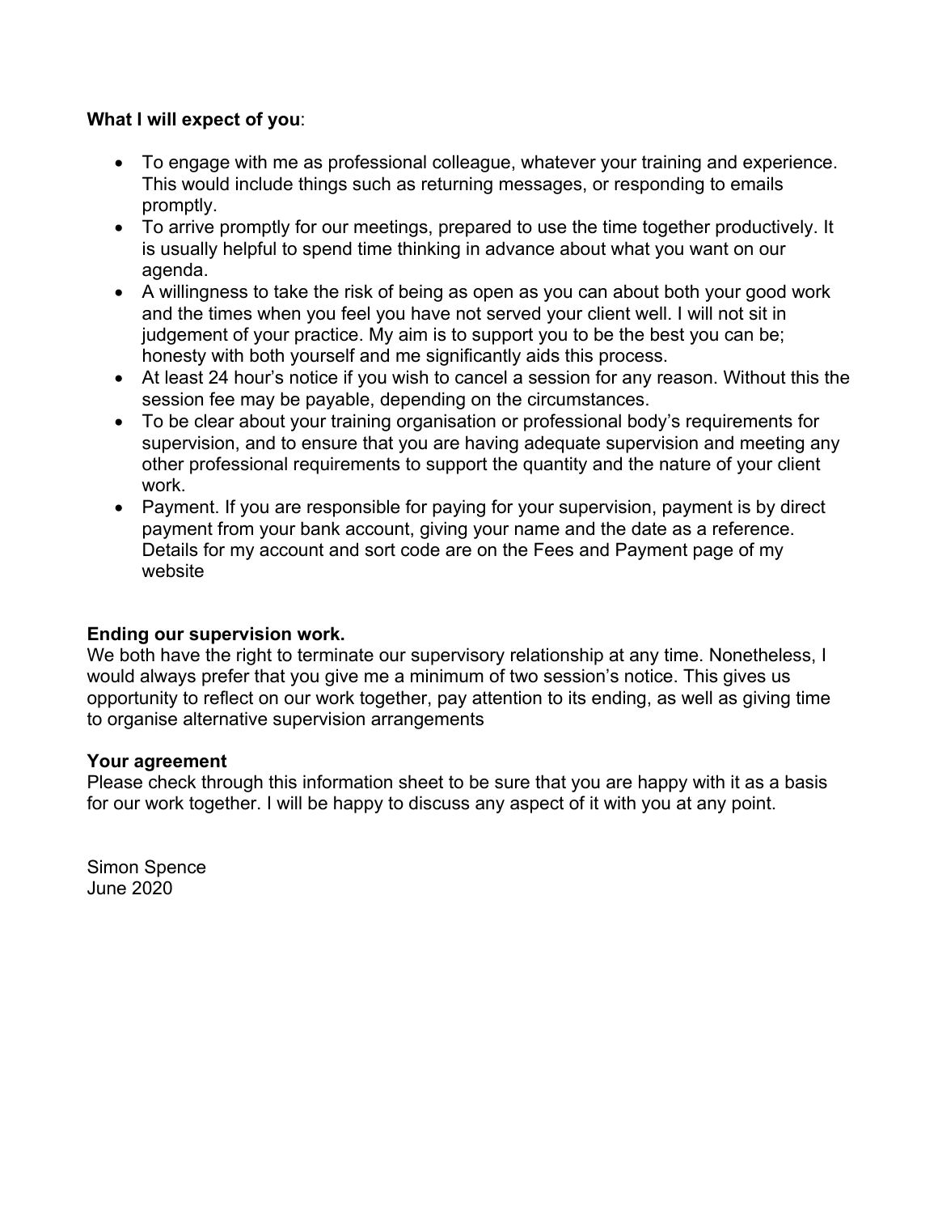**What I will expect of you**:

- To engage with me as professional colleague, whatever your training and experience. This would include things such as returning messages, or responding to emails promptly.
- To arrive promptly for our meetings, prepared to use the time together productively. It is usually helpful to spend time thinking in advance about what you want on our agenda.
- A willingness to take the risk of being as open as you can about both your good work and the times when you feel you have not served your client well. I will not sit in judgement of your practice. My aim is to support you to be the best you can be; honesty with both yourself and me significantly aids this process.
- At least 24 hour's notice if you wish to cancel a session for any reason. Without this the session fee may be payable, depending on the circumstances.
- To be clear about your training organisation or professional body's requirements for supervision, and to ensure that you are having adequate supervision and meeting any other professional requirements to support the quantity and the nature of your client work.
- Payment. If you are responsible for paying for your supervision, payment is by direct payment from your bank account, giving your name and the date as a reference. Details for my account and sort code are on the Fees and Payment page of my website

**Ending our supervision work.**

We both have the right to terminate our supervisory relationship at any time. Nonetheless, I would always prefer that you give me a minimum of two session's notice. This gives us opportunity to reflect on our work together, pay attention to its ending, as well as giving time to organise alternative supervision arrangements

**Your agreement**

Please check through this information sheet to be sure that you are happy with it as a basis for our work together. I will be happy to discuss any aspect of it with you at any point.

Simon Spence
June 2020